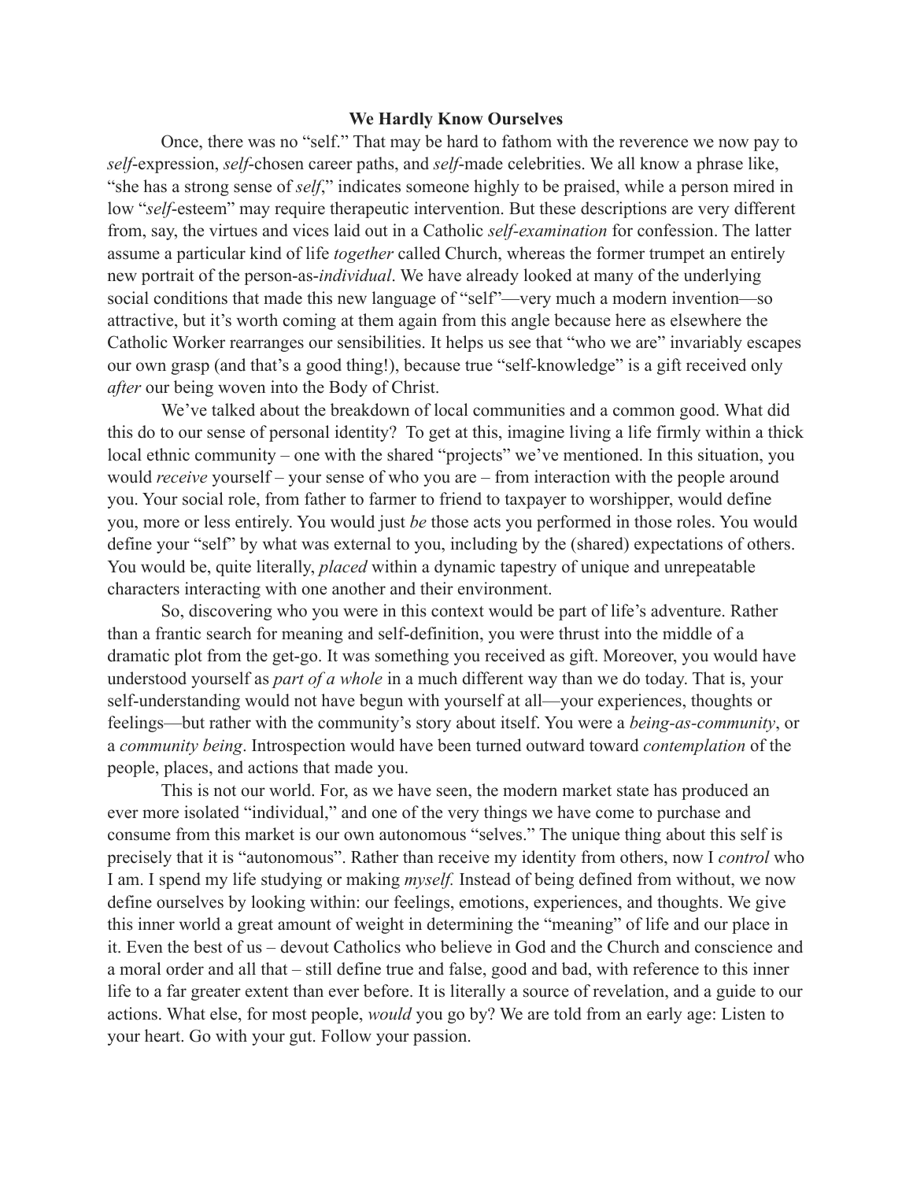# We Hardly Know Ourselves

Once, there was no "self." That may be hard to fathom with the reverence we now pay to *self*-expression, *self*-chosen career paths, and *self*-made celebrities. We all know a phrase like, "she has a strong sense of *self*," indicates someone highly to be praised, while a person mired in low "*self*-esteem" may require therapeutic intervention. But these descriptions are very different from, say, the virtues and vices laid out in a Catholic *self-examination* for confession. The latter assume a particular kind of life *together* called Church, whereas the former trumpet an entirely new portrait of the person-as-*individual*. We have already looked at many of the underlying social conditions that made this new language of "self"—very much a modern invention—so attractive, but it's worth coming at them again from this angle because here as elsewhere the Catholic Worker rearranges our sensibilities. It helps us see that "who we are" invariably escapes our own grasp (and that's a good thing!), because true "self-knowledge" is a gift received only *after* our being woven into the Body of Christ.

We've talked about the breakdown of local communities and a common good. What did this do to our sense of personal identity? To get at this, imagine living a life firmly within a thick local ethnic community – one with the shared "projects" we've mentioned. In this situation, you would *receive* yourself – your sense of who you are – from interaction with the people around you. Your social role, from father to farmer to friend to taxpayer to worshipper, would define you, more or less entirely. You would just *be* those acts you performed in those roles. You would define your "self" by what was external to you, including by the (shared) expectations of others. You would be, quite literally, *placed* within a dynamic tapestry of unique and unrepeatable characters interacting with one another and their environment.

So, discovering who you were in this context would be part of life's adventure. Rather than a frantic search for meaning and self-definition, you were thrust into the middle of a dramatic plot from the get-go. It was something you received as gift. Moreover, you would have understood yourself as *part of a whole* in a much different way than we do today. That is, your self-understanding would not have begun with yourself at all—your experiences, thoughts or feelings—but rather with the community's story about itself. You were a *being-as-community*, or a *community being*. Introspection would have been turned outward toward *contemplation* of the people, places, and actions that made you.

This is not our world. For, as we have seen, the modern market state has produced an ever more isolated "individual," and one of the very things we have come to purchase and consume from this market is our own autonomous "selves." The unique thing about this self is precisely that it is "autonomous". Rather than receive my identity from others, now I *control* who I am. I spend my life studying or making *myself.* Instead of being defined from without, we now define ourselves by looking within: our feelings, emotions, experiences, and thoughts. We give this inner world a great amount of weight in determining the "meaning" of life and our place in it. Even the best of us – devout Catholics who believe in God and the Church and conscience and a moral order and all that – still define true and false, good and bad, with reference to this inner life to a far greater extent than ever before. It is literally a source of revelation, and a guide to our actions. What else, for most people, *would* you go by? We are told from an early age: Listen to your heart. Go with your gut. Follow your passion.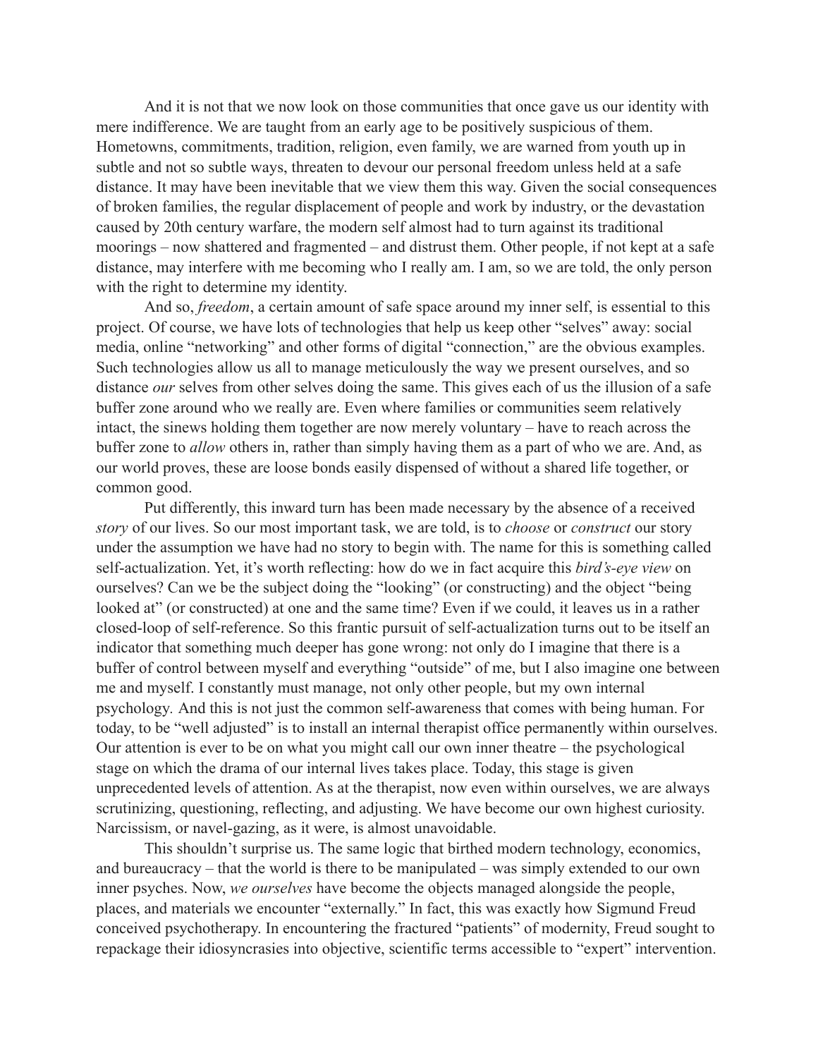And it is not that we now look on those communities that once gave us our identity with mere indifference. We are taught from an early age to be positively suspicious of them. Hometowns, commitments, tradition, religion, even family, we are warned from youth up in subtle and not so subtle ways, threaten to devour our personal freedom unless held at a safe distance. It may have been inevitable that we view them this way. Given the social consequences of broken families, the regular displacement of people and work by industry, or the devastation caused by 20th century warfare, the modern self almost had to turn against its traditional moorings – now shattered and fragmented – and distrust them. Other people, if not kept at a safe distance, may interfere with me becoming who I really am. I am, so we are told, the only person with the right to determine my identity.

And so, *freedom*, a certain amount of safe space around my inner self, is essential to this project. Of course, we have lots of technologies that help us keep other "selves" away: social media, online "networking" and other forms of digital "connection," are the obvious examples. Such technologies allow us all to manage meticulously the way we present ourselves, and so distance *our* selves from other selves doing the same. This gives each of us the illusion of a safe buffer zone around who we really are. Even where families or communities seem relatively intact, the sinews holding them together are now merely voluntary – have to reach across the buffer zone to *allow* others in, rather than simply having them as a part of who we are. And, as our world proves, these are loose bonds easily dispensed of without a shared life together, or common good.

Put differently, this inward turn has been made necessary by the absence of a received *story* of our lives. So our most important task, we are told, is to *choose* or *construct* our story under the assumption we have had no story to begin with. The name for this is something called self-actualization. Yet, it's worth reflecting: how do we in fact acquire this *bird's-eye view* on ourselves? Can we be the subject doing the "looking" (or constructing) and the object "being looked at" (or constructed) at one and the same time? Even if we could, it leaves us in a rather closed-loop of self-reference. So this frantic pursuit of self-actualization turns out to be itself an indicator that something much deeper has gone wrong: not only do I imagine that there is a buffer of control between myself and everything "outside" of me, but I also imagine one between me and myself. I constantly must manage, not only other people, but my own internal psychology. And this is not just the common self-awareness that comes with being human. For today, to be "well adjusted" is to install an internal therapist office permanently within ourselves. Our attention is ever to be on what you might call our own inner theatre – the psychological stage on which the drama of our internal lives takes place. Today, this stage is given unprecedented levels of attention. As at the therapist, now even within ourselves, we are always scrutinizing, questioning, reflecting, and adjusting. We have become our own highest curiosity. Narcissism, or navel-gazing, as it were, is almost unavoidable.

This shouldn't surprise us. The same logic that birthed modern technology, economics, and bureaucracy – that the world is there to be manipulated – was simply extended to our own inner psyches. Now, *we ourselves* have become the objects managed alongside the people, places, and materials we encounter "externally." In fact, this was exactly how Sigmund Freud conceived psychotherapy. In encountering the fractured "patients" of modernity, Freud sought to repackage their idiosyncrasies into objective, scientific terms accessible to "expert" intervention.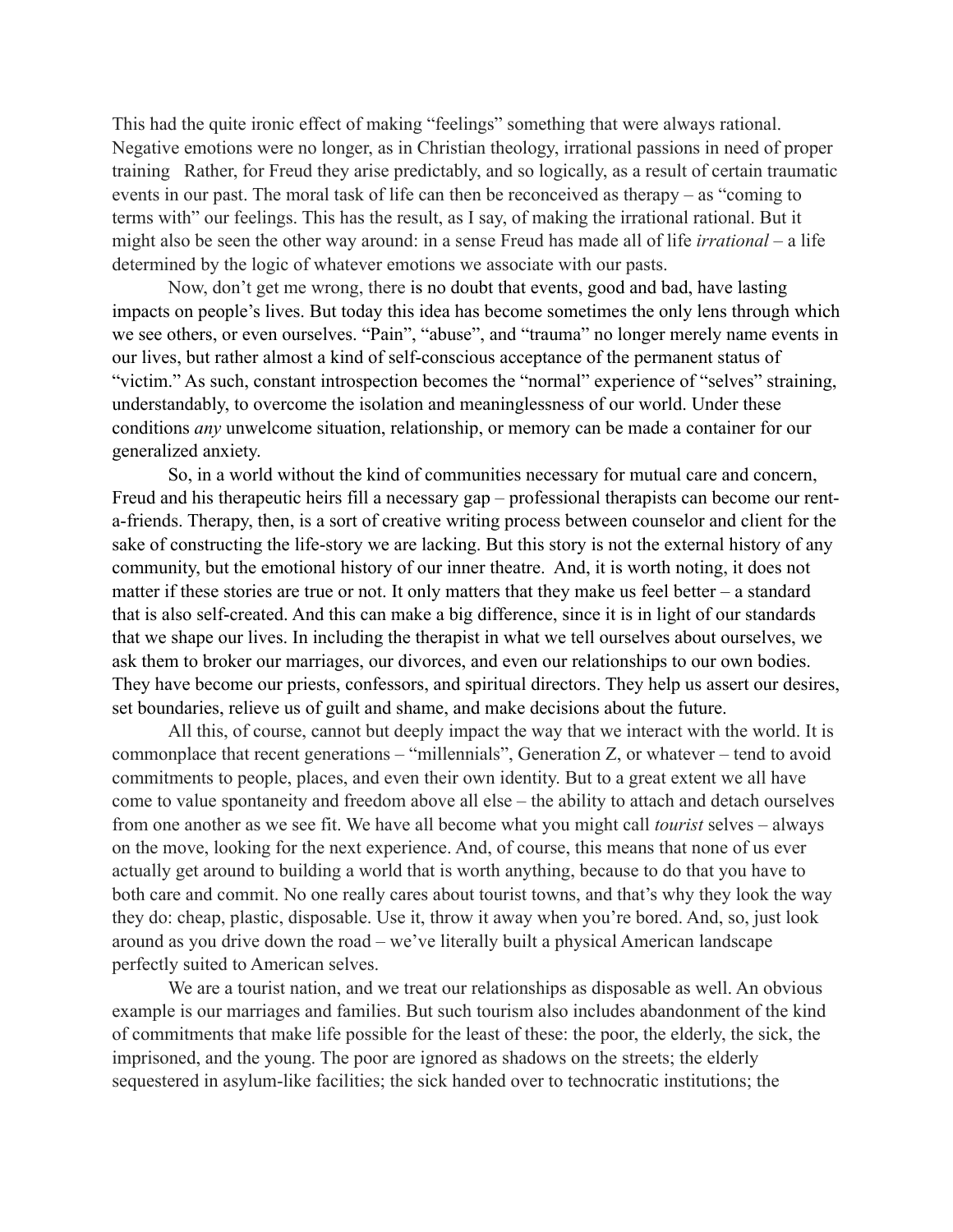This had the quite ironic effect of making "feelings" something that were always rational. Negative emotions were no longer, as in Christian theology, irrational passions in need of proper training   Rather, for Freud they arise predictably, and so logically, as a result of certain traumatic events in our past. The moral task of life can then be reconceived as therapy – as "coming to terms with" our feelings. This has the result, as I say, of making the irrational rational. But it might also be seen the other way around: in a sense Freud has made all of life *irrational* – a life determined by the logic of whatever emotions we associate with our pasts.

Now, don't get me wrong, there is no doubt that events, good and bad, have lasting impacts on people's lives. But today this idea has become sometimes the only lens through which we see others, or even ourselves. "Pain", "abuse", and "trauma" no longer merely name events in our lives, but rather almost a kind of self-conscious acceptance of the permanent status of "victim." As such, constant introspection becomes the "normal" experience of "selves" straining, understandably, to overcome the isolation and meaninglessness of our world. Under these conditions *any* unwelcome situation, relationship, or memory can be made a container for our generalized anxiety.

So, in a world without the kind of communities necessary for mutual care and concern, Freud and his therapeutic heirs fill a necessary gap – professional therapists can become our rent-a-friends. Therapy, then, is a sort of creative writing process between counselor and client for the sake of constructing the life-story we are lacking. But this story is not the external history of any community, but the emotional history of our inner theatre.  And, it is worth noting, it does not matter if these stories are true or not. It only matters that they make us feel better – a standard that is also self-created. And this can make a big difference, since it is in light of our standards that we shape our lives. In including the therapist in what we tell ourselves about ourselves, we ask them to broker our marriages, our divorces, and even our relationships to our own bodies. They have become our priests, confessors, and spiritual directors. They help us assert our desires, set boundaries, relieve us of guilt and shame, and make decisions about the future.

All this, of course, cannot but deeply impact the way that we interact with the world. It is commonplace that recent generations – "millennials", Generation Z, or whatever – tend to avoid commitments to people, places, and even their own identity. But to a great extent we all have come to value spontaneity and freedom above all else – the ability to attach and detach ourselves from one another as we see fit. We have all become what you might call *tourist* selves – always on the move, looking for the next experience. And, of course, this means that none of us ever actually get around to building a world that is worth anything, because to do that you have to both care and commit. No one really cares about tourist towns, and that's why they look the way they do: cheap, plastic, disposable. Use it, throw it away when you're bored. And, so, just look around as you drive down the road – we've literally built a physical American landscape perfectly suited to American selves.

We are a tourist nation, and we treat our relationships as disposable as well. An obvious example is our marriages and families. But such tourism also includes abandonment of the kind of commitments that make life possible for the least of these: the poor, the elderly, the sick, the imprisoned, and the young. The poor are ignored as shadows on the streets; the elderly sequestered in asylum-like facilities; the sick handed over to technocratic institutions; the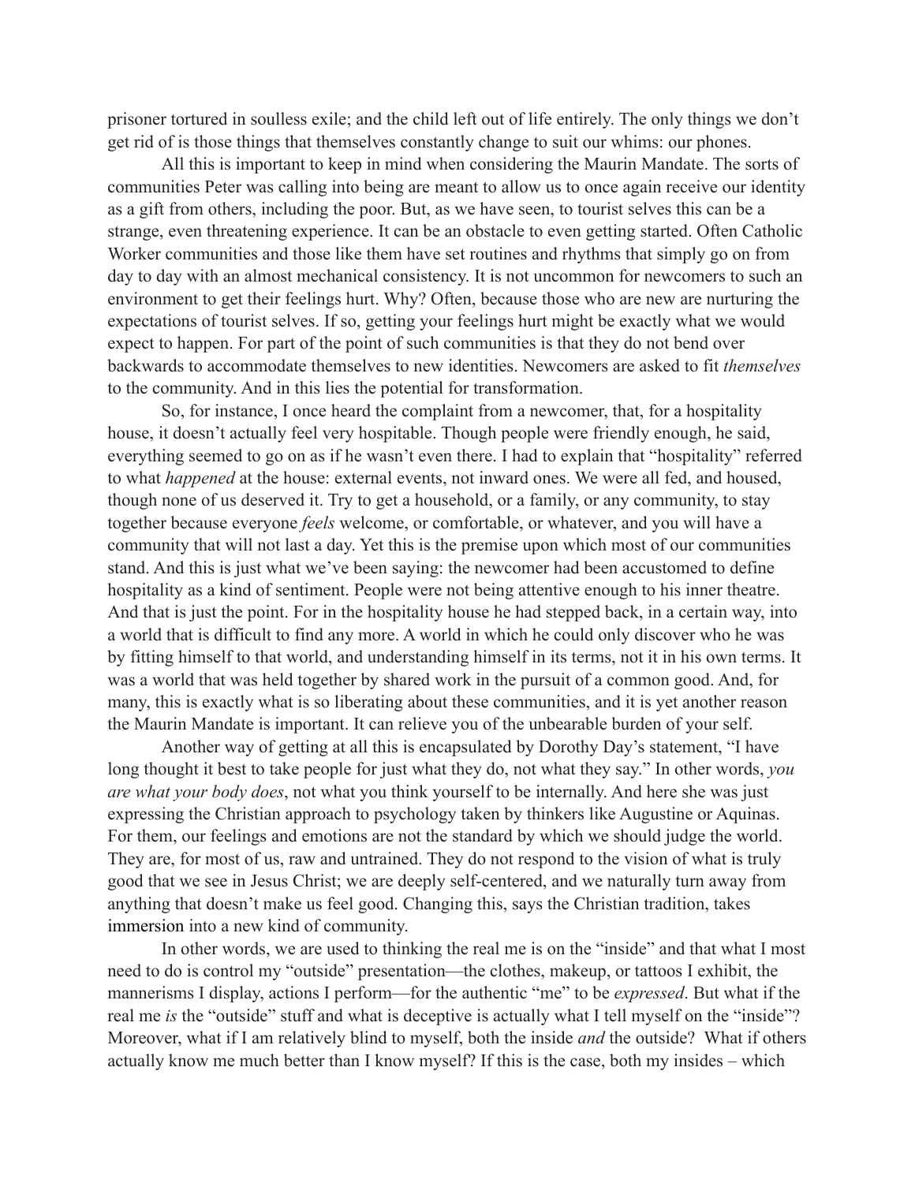prisoner tortured in soulless exile; and the child left out of life entirely. The only things we don't get rid of is those things that themselves constantly change to suit our whims: our phones.

All this is important to keep in mind when considering the Maurin Mandate. The sorts of communities Peter was calling into being are meant to allow us to once again receive our identity as a gift from others, including the poor. But, as we have seen, to tourist selves this can be a strange, even threatening experience. It can be an obstacle to even getting started. Often Catholic Worker communities and those like them have set routines and rhythms that simply go on from day to day with an almost mechanical consistency. It is not uncommon for newcomers to such an environment to get their feelings hurt. Why? Often, because those who are new are nurturing the expectations of tourist selves. If so, getting your feelings hurt might be exactly what we would expect to happen. For part of the point of such communities is that they do not bend over backwards to accommodate themselves to new identities. Newcomers are asked to fit *themselves* to the community. And in this lies the potential for transformation.

So, for instance, I once heard the complaint from a newcomer, that, for a hospitality house, it doesn't actually feel very hospitable. Though people were friendly enough, he said, everything seemed to go on as if he wasn't even there. I had to explain that "hospitality" referred to what *happened* at the house: external events, not inward ones. We were all fed, and housed, though none of us deserved it. Try to get a household, or a family, or any community, to stay together because everyone *feels* welcome, or comfortable, or whatever, and you will have a community that will not last a day. Yet this is the premise upon which most of our communities stand. And this is just what we've been saying: the newcomer had been accustomed to define hospitality as a kind of sentiment. People were not being attentive enough to his inner theatre. And that is just the point. For in the hospitality house he had stepped back, in a certain way, into a world that is difficult to find any more. A world in which he could only discover who he was by fitting himself to that world, and understanding himself in its terms, not it in his own terms. It was a world that was held together by shared work in the pursuit of a common good. And, for many, this is exactly what is so liberating about these communities, and it is yet another reason the Maurin Mandate is important. It can relieve you of the unbearable burden of your self.

Another way of getting at all this is encapsulated by Dorothy Day's statement, "I have long thought it best to take people for just what they do, not what they say." In other words, *you are what your body does*, not what you think yourself to be internally. And here she was just expressing the Christian approach to psychology taken by thinkers like Augustine or Aquinas. For them, our feelings and emotions are not the standard by which we should judge the world. They are, for most of us, raw and untrained. They do not respond to the vision of what is truly good that we see in Jesus Christ; we are deeply self-centered, and we naturally turn away from anything that doesn't make us feel good. Changing this, says the Christian tradition, takes immersion into a new kind of community.

In other words, we are used to thinking the real me is on the "inside" and that what I most need to do is control my "outside" presentation—the clothes, makeup, or tattoos I exhibit, the mannerisms I display, actions I perform—for the authentic "me" to be *expressed*. But what if the real me *is* the "outside" stuff and what is deceptive is actually what I tell myself on the "inside"? Moreover, what if I am relatively blind to myself, both the inside *and* the outside? What if others actually know me much better than I know myself? If this is the case, both my insides – which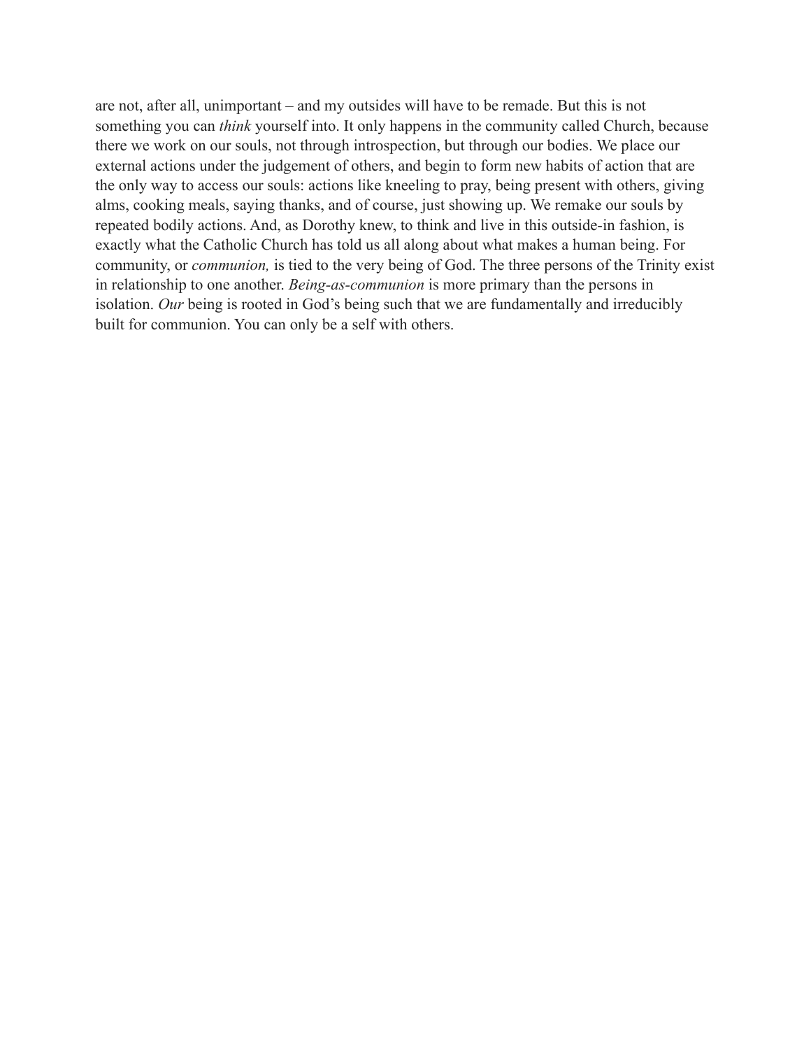are not, after all, unimportant – and my outsides will have to be remade. But this is not something you can *think* yourself into. It only happens in the community called Church, because there we work on our souls, not through introspection, but through our bodies. We place our external actions under the judgement of others, and begin to form new habits of action that are the only way to access our souls: actions like kneeling to pray, being present with others, giving alms, cooking meals, saying thanks, and of course, just showing up. We remake our souls by repeated bodily actions. And, as Dorothy knew, to think and live in this outside-in fashion, is exactly what the Catholic Church has told us all along about what makes a human being. For community, or *communion,* is tied to the very being of God. The three persons of the Trinity exist in relationship to one another. *Being-as-communion* is more primary than the persons in isolation. *Our* being is rooted in God's being such that we are fundamentally and irreducibly built for communion. You can only be a self with others.